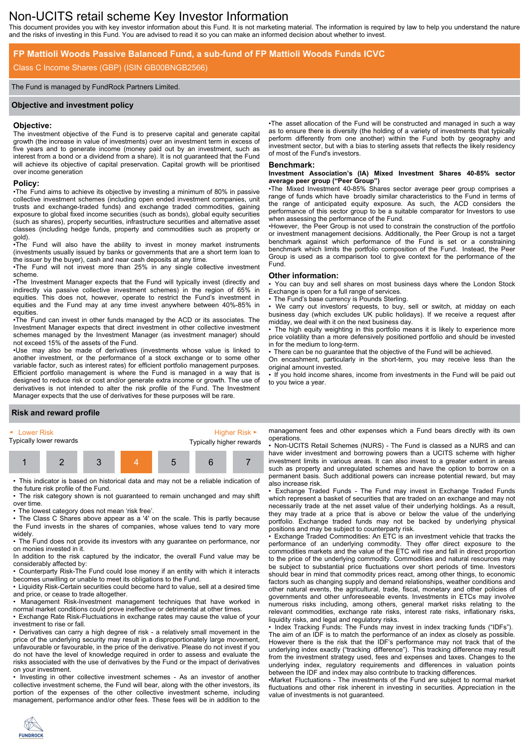# Non-UCITS retail scheme Key Investor Information

This document provides you with key investor information about this Fund. It is not marketing material. The information is required by law to help you understand the nature and the risks of investing in this Fund. You are advised to read it so you can make an informed decision about whether to invest.

## FP Mattioli Woods Passive Balanced Fund, a sub-fund of FP Mattioli Woods Funds ICVC

Class C Income Shares (GBP) (ISIN GB00BNGB2566)

The Fund is managed by FundRock Partners Limited.

## Objective and investment policy

### Objective:

The investment objective of the Fund is to preserve capital and generate capital growth (the increase in value of investments) over an investment term in excess of five years and to generate income (money paid out by an investment, such as interest from a bond or a dividend from a share). It is not guaranteed that the Fund will achieve its objective of capital preservation. Capital growth will be prioritised over income generation

### Policy:

•The Fund aims to achieve its objective by investing a minimum of 80% in passive collective investment schemes (including open ended investment companies, unit trusts and exchange-traded funds) and exchange traded commodities, gaining exposure to global fixed income securities (such as bonds), global equity securities (such as shares), property securities, infrastructure securities and alternative asset classes (including hedge funds, property and commodities such as property or gold).

•The Fund will also have the ability to invest in money market instruments (investments usually issued by banks or governments that are a short term loan to the issuer by the buyer), cash and near cash deposits at any time.

•The Fund will not invest more than 25% in any single collective investment scheme.

•The Investment Manager expects that the Fund will typically invest (directly and indirectly via passive collective investment schemes) in the region of 65% in equities. This does not, however, operate to restrict the Fund's investment in equities and the Fund may at any time invest anywhere between 40%-85% in equities.

•The Fund can invest in other funds managed by the ACD or its associates. The Investment Manager expects that direct investment in other collective investment schemes managed by the Investment Manager (as investment manager) should not exceed 15% of the assets of the Fund.

•Use may also be made of derivatives (investments whose value is linked to another investment, or the performance of a stock exchange or to some other variable factor, such as interest rates) for efficient portfolio management purposes. Efficient portfolio management is where the Fund is managed in a way that is designed to reduce risk or cost and/or generate extra income or growth. The use of derivatives is not intended to alter the risk profile of the Fund. The Investment Manager expects that the use of derivatives for these purposes will be rare.

•The asset allocation of the Fund will be constructed and managed in such a way as to ensure there is diversity (the holding of a variety of investments that typically perform differently from one another) within the Fund both by geography and investment sector, but with a bias to sterling assets that reflects the likely residency of most of the Fund's investors.

### Benchmark:

**Investment Association's (IA) Mixed Investment Shares 40-85% sector average peer group ("Peer Group")**

•The Mixed Investment 40-85% Shares sector average peer group comprises a range of funds which have broadly similar characteristics to the Fund in terms of the range of anticipated equity exposure. As such, the ACD considers the performance of this sector group to be a suitable comparator for Investors to use when assessing the performance of the Fund.

•However, the Peer Group is not used to constrain the construction of the portfolio or investment management decisions. Additionally, the Peer Group is not a target benchmark against which performance of the Fund is set or a constraining benchmark which limits the portfolio composition of the Fund. Instead, the Peer Group is used as a comparison tool to give context for the performance of the Fund.

### Other information:

• You can buy and sell shares on most business days where the London Stock Exchange is open for a full range of services.

• The Fund's base currency is Pounds Sterling.

• We carry out investors' requests, to buy, sell or switch, at midday on each business day (which excludes UK public holidays). If we receive a request after midday, we deal with it on the next business day.

• The high equity weighting in this portfolio means it is likely to experience more price volatility than a more defensively positioned portfolio and should be invested in for the medium to long-term.

• There can be no guarantee that the objective of the Fund will be achieved.

On encashment, particularly in the short-term, you may receive less than the original amount invested.

• If you hold income shares, income from investments in the Fund will be paid out to you twice a year.

## Risk and reward profile

| ◄ Lower Risk<br>Typically lower rewards | | | | | | Higher Risk ►<br>Typically higher rewards |
|---|---|---|---|---|---|---|
| 1 | 2 | 3 | **4** | 5 | 6 | 7 |

• This indicator is based on historical data and may not be a reliable indication of the future risk profile of the Fund.

• The risk category shown is not guaranteed to remain unchanged and may shift over time.

• The lowest category does not mean 'risk free'.

• The Class C Shares above appear as a '4' on the scale. This is partly because the Fund invests in the shares of companies, whose values tend to vary more widely.

• The Fund does not provide its investors with any guarantee on performance, nor on monies invested in it.

In addition to the risk captured by the indicator, the overall Fund value may be considerably affected by:

• Counterparty Risk-The Fund could lose money if an entity with which it interacts becomes unwilling or unable to meet its obligations to the Fund.

• Liquidity Risk-Certain securities could become hard to value, sell at a desired time and price, or cease to trade altogether.

• Management Risk-Investment management techniques that have worked in normal market conditions could prove ineffective or detrimental at other times.

• Exchange Rate Risk-Fluctuations in exchange rates may cause the value of your investment to rise or fall.

• Derivatives can carry a high degree of risk - a relatively small movement in the price of the underlying security may result in a disproportionately large movement, unfavourable or favourable, in the price of the derivative. Please do not invest if you do not have the level of knowledge required in order to assess and evaluate the risks associated with the use of derivatives by the Fund or the impact of derivatives on your investment.

• Investing in other collective investment schemes - As an investor of another collective investment scheme, the Fund will bear, along with the other investors, its portion of the expenses of the other collective investment scheme, including management, performance and/or other fees. These fees will be in addition to the management fees and other expenses which a Fund bears directly with its own operations.

• Non-UCITS Retail Schemes (NURS) - The Fund is classed as a NURS and can have wider investment and borrowing powers than a UCITS scheme with higher investment limits in various areas. It can also invest to a greater extent in areas such as property and unregulated schemes and have the option to borrow on a permanent basis. Such additional powers can increase potential reward, but may also increase risk.

• Exchange Traded Funds - The Fund may invest in Exchange Traded Funds which represent a basket of securities that are traded on an exchange and may not necessarily trade at the net asset value of their underlying holdings. As a result, they may trade at a price that is above or below the value of the underlying portfolio. Exchange traded funds may not be backed by underlying physical positions and may be subject to counterparty risk.

• Exchange Traded Commodities: An ETC is an investment vehicle that tracks the performance of an underlying commodity. They offer direct exposure to the commodities markets and the value of the ETC will rise and fall in direct proportion to the price of the underlying commodity. Commodities and natural resources may be subject to substantial price fluctuations over short periods of time. Investors should bear in mind that commodity prices react, among other things, to economic factors such as changing supply and demand relationships, weather conditions and other natural events, the agricultural, trade, fiscal, monetary and other policies of governments and other unforeseeable events. Investments in ETCs may involve numerous risks including, among others, general market risks relating to the relevant commodities, exchange rate risks, interest rate risks, inflationary risks, liquidity risks, and legal and regulatory risks.

• Index Tracking Funds: The Funds may invest in index tracking funds ("IDFs"). The aim of an IDF is to match the performance of an index as closely as possible. However there is the risk that the IDF's performance may not track that of the underlying index exactly ("tracking difference"). This tracking difference may result from the investment strategy used, fees and expenses and taxes. Changes to the underlying index, regulatory requirements and differences in valuation points between the IDF and index may also contribute to tracking differences.

•Market Fluctuations - The investments of the Fund are subject to normal market fluctuations and other risk inherent in investing in securities. Appreciation in the value of investments is not guaranteed.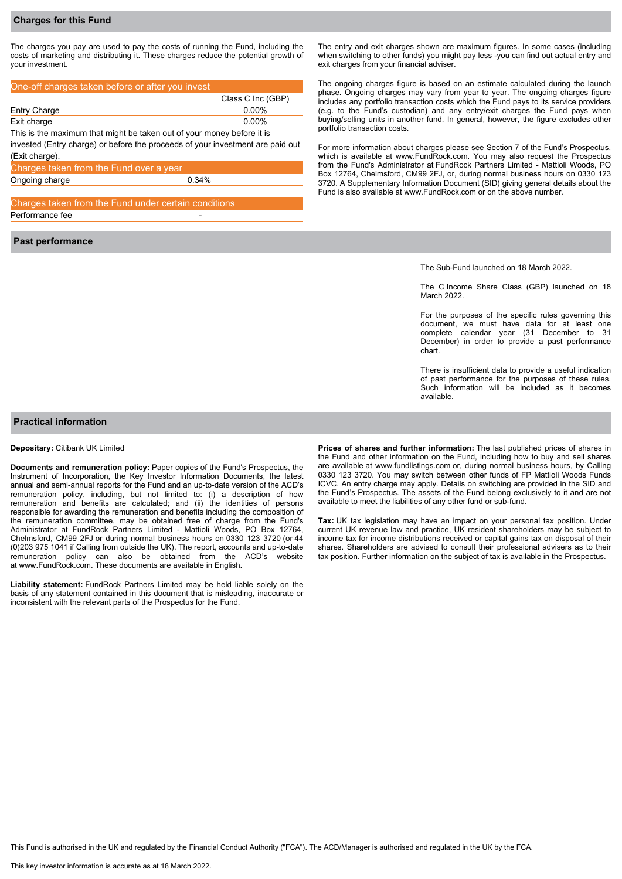## Charges for this Fund

The charges you pay are used to pay the costs of running the Fund, including the costs of marketing and distributing it. These charges reduce the potential growth of your investment.

| One-off charges taken before or after you invest | |
|---|---|
| | Class C Inc (GBP) |
| Entry Charge | 0.00% |
| Exit charge | 0.00% |

This is the maximum that might be taken out of your money before it is invested (Entry charge) or before the proceeds of your investment are paid out (Exit charge).

| Charges taken from the Fund over a year | |
|---|---|
| Ongoing charge | 0.34% |

| Charges taken from the Fund under certain conditions | |
|---|---|
| Performance fee | - |

The entry and exit charges shown are maximum figures. In some cases (including when switching to other funds) you might pay less -you can find out actual entry and exit charges from your financial adviser.

The ongoing charges figure is based on an estimate calculated during the launch phase. Ongoing charges may vary from year to year. The ongoing charges figure includes any portfolio transaction costs which the Fund pays to its service providers (e.g. to the Fund's custodian) and any entry/exit charges the Fund pays when buying/selling units in another fund. In general, however, the figure excludes other portfolio transaction costs.

For more information about charges please see Section 7 of the Fund's Prospectus, which is available at www.FundRock.com. You may also request the Prospectus from the Fund's Administrator at FundRock Partners Limited - Mattioli Woods, PO Box 12764, Chelmsford, CM99 2FJ, or, during normal business hours on 0330 123 3720. A Supplementary Information Document (SID) giving general details about the Fund is also available at www.FundRock.com or on the above number.

## Past performance

The Sub-Fund launched on 18 March 2022.

The C Income Share Class (GBP) launched on 18 March 2022.

For the purposes of the specific rules governing this document, we must have data for at least one complete calendar year (31 December to 31 December) in order to provide a past performance chart.

There is insufficient data to provide a useful indication of past performance for the purposes of these rules. Such information will be included as it becomes available.

## Practical information

**Depositary:** Citibank UK Limited

**Documents and remuneration policy:** Paper copies of the Fund's Prospectus, the Instrument of Incorporation, the Key Investor Information Documents, the latest annual and semi-annual reports for the Fund and an up-to-date version of the ACD's remuneration policy, including, but not limited to: (i) a description of how remuneration and benefits are calculated; and (ii) the identities of persons responsible for awarding the remuneration and benefits including the composition of the remuneration committee, may be obtained free of charge from the Fund's Administrator at FundRock Partners Limited - Mattioli Woods, PO Box 12764, Chelmsford, CM99 2FJ or during normal business hours on 0330 123 3720 (or 44 (0)203 975 1041 if Calling from outside the UK). The report, accounts and up-to-date remuneration policy can also be obtained from the ACD's website at www.FundRock.com. These documents are available in English.

**Liability statement:** FundRock Partners Limited may be held liable solely on the basis of any statement contained in this document that is misleading, inaccurate or inconsistent with the relevant parts of the Prospectus for the Fund.

**Prices of shares and further information:** The last published prices of shares in the Fund and other information on the Fund, including how to buy and sell shares are available at www.fundlistings.com or, during normal business hours, by Calling 0330 123 3720. You may switch between other funds of FP Mattioli Woods Funds ICVC. An entry charge may apply. Details on switching are provided in the SID and the Fund's Prospectus. The assets of the Fund belong exclusively to it and are not available to meet the liabilities of any other fund or sub-fund.

**Tax:** UK tax legislation may have an impact on your personal tax position. Under current UK revenue law and practice, UK resident shareholders may be subject to income tax for income distributions received or capital gains tax on disposal of their shares. Shareholders are advised to consult their professional advisers as to their tax position. Further information on the subject of tax is available in the Prospectus.

This Fund is authorised in the UK and regulated by the Financial Conduct Authority ("FCA"). The ACD/Manager is authorised and regulated in the UK by the FCA.

This key investor information is accurate as at 18 March 2022.